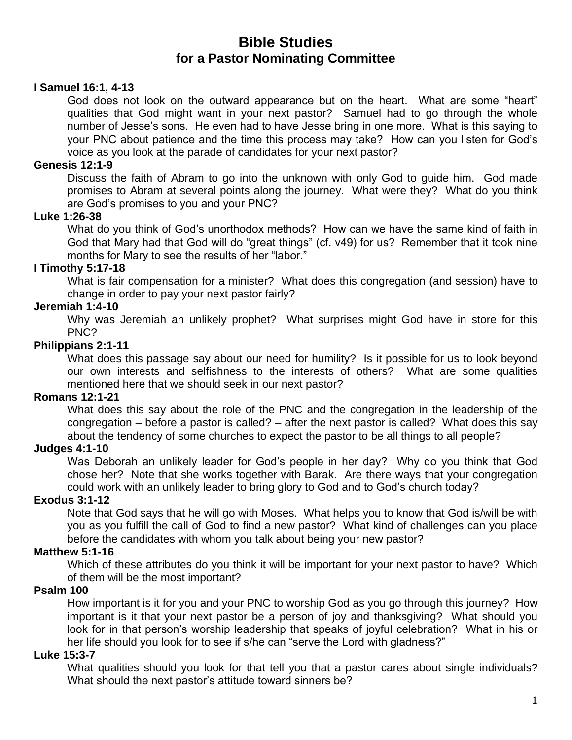# Bible Studies
## for a Pastor Nominating Committee

**I Samuel 16:1, 4-13**

God does not look on the outward appearance but on the heart. What are some "heart" qualities that God might want in your next pastor? Samuel had to go through the whole number of Jesse's sons. He even had to have Jesse bring in one more. What is this saying to your PNC about patience and the time this process may take? How can you listen for God's voice as you look at the parade of candidates for your next pastor?

**Genesis 12:1-9**

Discuss the faith of Abram to go into the unknown with only God to guide him. God made promises to Abram at several points along the journey. What were they? What do you think are God's promises to you and your PNC?

**Luke 1:26-38**

What do you think of God's unorthodox methods? How can we have the same kind of faith in God that Mary had that God will do "great things" (cf. v49) for us? Remember that it took nine months for Mary to see the results of her "labor."

**I Timothy 5:17-18**

What is fair compensation for a minister? What does this congregation (and session) have to change in order to pay your next pastor fairly?

**Jeremiah 1:4-10**

Why was Jeremiah an unlikely prophet? What surprises might God have in store for this PNC?

**Philippians 2:1-11**

What does this passage say about our need for humility? Is it possible for us to look beyond our own interests and selfishness to the interests of others? What are some qualities mentioned here that we should seek in our next pastor?

**Romans 12:1-21**

What does this say about the role of the PNC and the congregation in the leadership of the congregation – before a pastor is called? – after the next pastor is called? What does this say about the tendency of some churches to expect the pastor to be all things to all people?

**Judges 4:1-10**

Was Deborah an unlikely leader for God's people in her day? Why do you think that God chose her? Note that she works together with Barak. Are there ways that your congregation could work with an unlikely leader to bring glory to God and to God's church today?

**Exodus 3:1-12**

Note that God says that he will go with Moses. What helps you to know that God is/will be with you as you fulfill the call of God to find a new pastor? What kind of challenges can you place before the candidates with whom you talk about being your new pastor?

**Matthew 5:1-16**

Which of these attributes do you think it will be important for your next pastor to have? Which of them will be the most important?

**Psalm 100**

How important is it for you and your PNC to worship God as you go through this journey? How important is it that your next pastor be a person of joy and thanksgiving? What should you look for in that person's worship leadership that speaks of joyful celebration? What in his or her life should you look for to see if s/he can "serve the Lord with gladness?"

**Luke 15:3-7**

What qualities should you look for that tell you that a pastor cares about single individuals? What should the next pastor's attitude toward sinners be?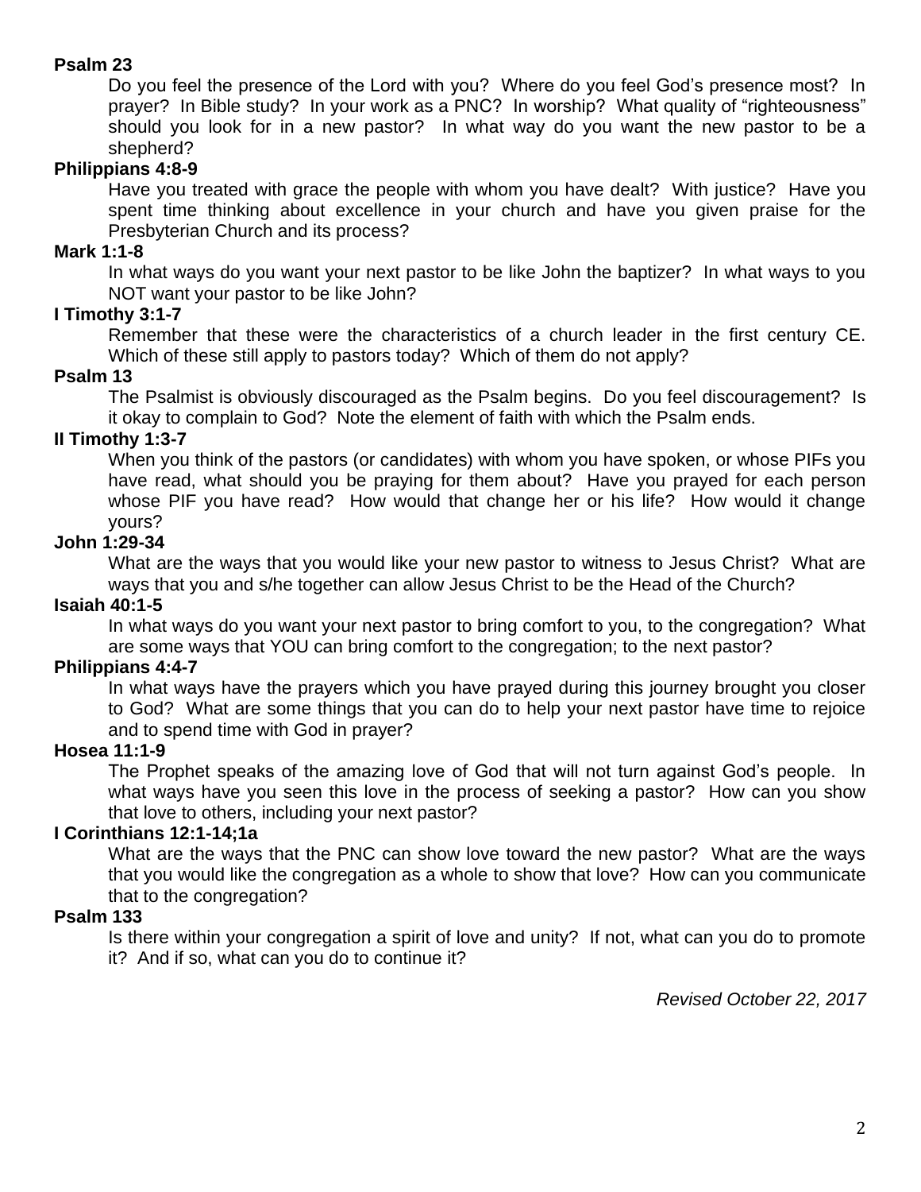**Psalm 23**

Do you feel the presence of the Lord with you? Where do you feel God's presence most? In prayer? In Bible study? In your work as a PNC? In worship? What quality of "righteousness" should you look for in a new pastor? In what way do you want the new pastor to be a shepherd?

**Philippians 4:8-9**

Have you treated with grace the people with whom you have dealt? With justice? Have you spent time thinking about excellence in your church and have you given praise for the Presbyterian Church and its process?

**Mark 1:1-8**

In what ways do you want your next pastor to be like John the baptizer? In what ways to you NOT want your pastor to be like John?

**I Timothy 3:1-7**

Remember that these were the characteristics of a church leader in the first century CE. Which of these still apply to pastors today? Which of them do not apply?

**Psalm 13**

The Psalmist is obviously discouraged as the Psalm begins. Do you feel discouragement? Is it okay to complain to God? Note the element of faith with which the Psalm ends.

**II Timothy 1:3-7**

When you think of the pastors (or candidates) with whom you have spoken, or whose PIFs you have read, what should you be praying for them about? Have you prayed for each person whose PIF you have read? How would that change her or his life? How would it change yours?

**John 1:29-34**

What are the ways that you would like your new pastor to witness to Jesus Christ? What are ways that you and s/he together can allow Jesus Christ to be the Head of the Church?

**Isaiah 40:1-5**

In what ways do you want your next pastor to bring comfort to you, to the congregation? What are some ways that YOU can bring comfort to the congregation; to the next pastor?

**Philippians 4:4-7**

In what ways have the prayers which you have prayed during this journey brought you closer to God? What are some things that you can do to help your next pastor have time to rejoice and to spend time with God in prayer?

**Hosea 11:1-9**

The Prophet speaks of the amazing love of God that will not turn against God's people. In what ways have you seen this love in the process of seeking a pastor? How can you show that love to others, including your next pastor?

**I Corinthians 12:1-14;1a**

What are the ways that the PNC can show love toward the new pastor? What are the ways that you would like the congregation as a whole to show that love? How can you communicate that to the congregation?

**Psalm 133**

Is there within your congregation a spirit of love and unity? If not, what can you do to promote it? And if so, what can you do to continue it?

*Revised October 22, 2017*